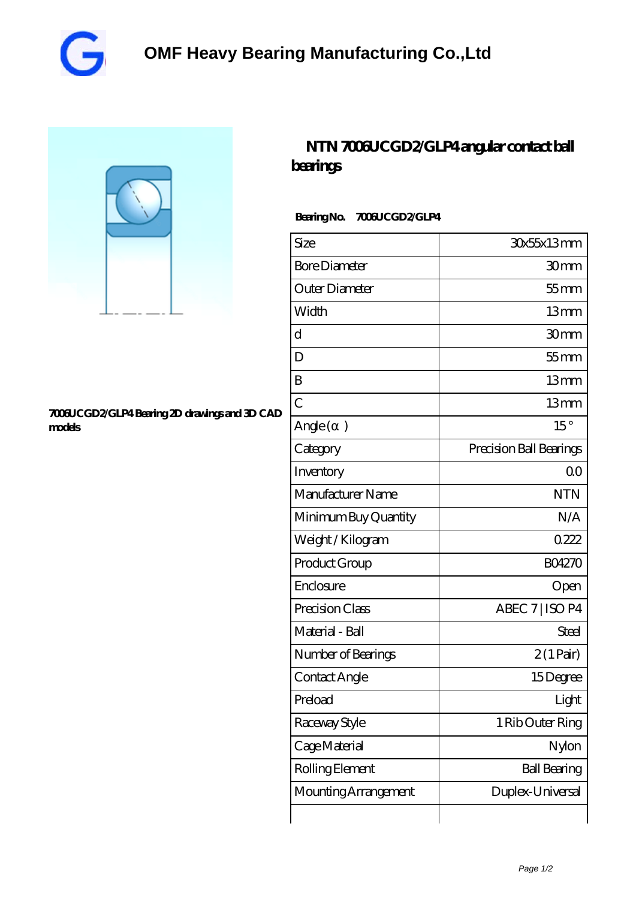# OMF Heavy Bearing Manufacturing Co.,Ltd

## NTN 7006UCGD2/GLP4 angular contact ball bearings

7006UCGD2/GLP4 Bearing 2D drawings and 3D CAD models

**Bearing No.** 7006UCGD2/GLP4

| | |
|---|---|
| Size | 30x55x13 mm |
| Bore Diameter | 30 mm |
| Outer Diameter | 55 mm |
| Width | 13 mm |
| d | 30 mm |
| D | 55 mm |
| B | 13 mm |
| C | 13 mm |
| Angle (α) | 15 ° |
| Category | Precision Ball Bearings |
| Inventory | 0.0 |
| Manufacturer Name | NTN |
| Minimum Buy Quantity | N/A |
| Weight / Kilogram | 0.222 |
| Product Group | B04270 |
| Enclosure | Open |
| Precision Class | ABEC 7 \| ISO P4 |
| Material - Ball | Steel |
| Number of Bearings | 2 (1 Pair) |
| Contact Angle | 15 Degree |
| Preload | Light |
| Raceway Style | 1 Rib Outer Ring |
| Cage Material | Nylon |
| Rolling Element | Ball Bearing |
| Mounting Arrangement | Duplex-Universal |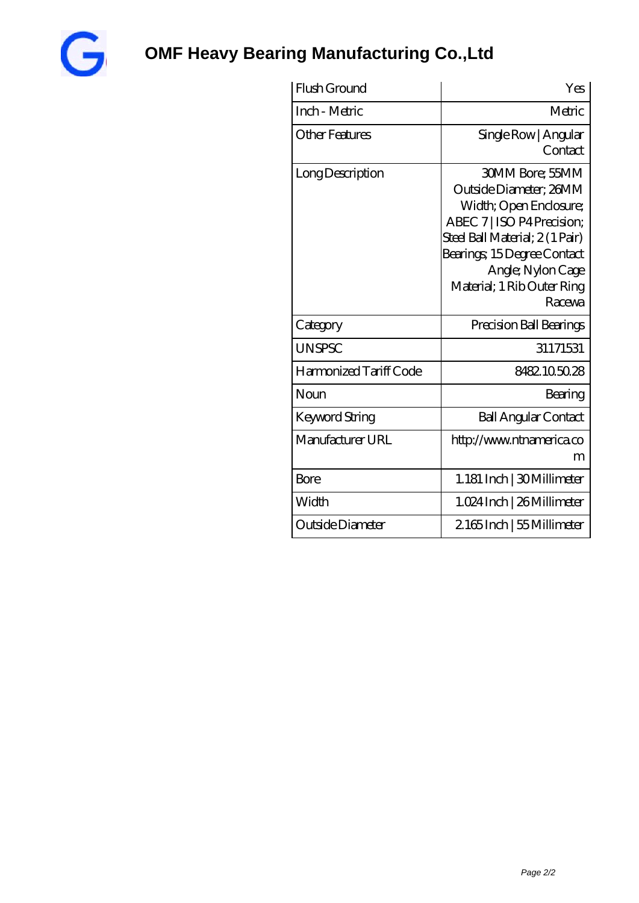# OMF Heavy Bearing Manufacturing Co.,Ltd

| | |
|---|---|
| Flush Ground | Yes |
| Inch - Metric | Metric |
| Other Features | Single Row \| Angular Contact |
| Long Description | 30MM Bore; 55MM Outside Diameter; 26MM Width; Open Enclosure; ABEC 7 \| ISO P4 Precision; Steel Ball Material; 2 (1 Pair) Bearings; 15 Degree Contact Angle; Nylon Cage Material; 1 Rib Outer Ring Racewa |
| Category | Precision Ball Bearings |
| UNSPSC | 31171531 |
| Harmonized Tariff Code | 8482.10.50.28 |
| Noun | Bearing |
| Keyword String | Ball Angular Contact |
| Manufacturer URL | http://www.ntnamerica.com |
| Bore | 1.181 Inch \| 30 Millimeter |
| Width | 1.024 Inch \| 26 Millimeter |
| Outside Diameter | 2.165 Inch \| 55 Millimeter |